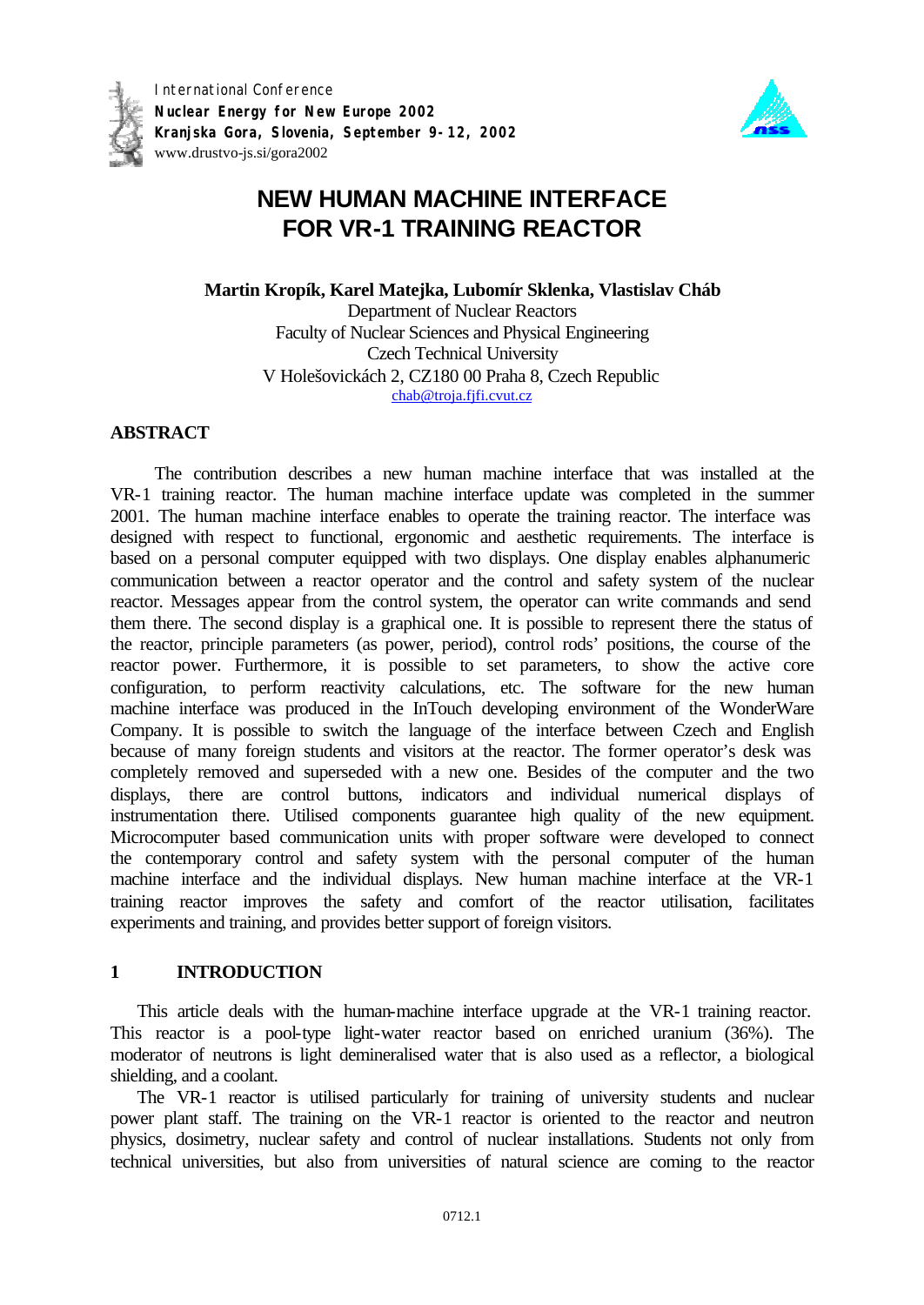International Conference
**Nuclear Energy for New Europe 2002**
**Kranjska Gora, Slovenia, September 9-12, 2002**
www.drustvo-js.si/gora2002

# NEW HUMAN MACHINE INTERFACE FOR VR-1 TRAINING REACTOR

**Martin Kropík, Karel Matejka, Lubomír Sklenka, Vlastislav Cháb**
Department of Nuclear Reactors
Faculty of Nuclear Sciences and Physical Engineering
Czech Technical University
V Holešovickách 2, CZ180 00 Praha 8, Czech Republic
chab@troja.fjfi.cvut.cz

## ABSTRACT

The contribution describes a new human machine interface that was installed at the VR-1 training reactor. The human machine interface update was completed in the summer 2001. The human machine interface enables to operate the training reactor. The interface was designed with respect to functional, ergonomic and aesthetic requirements. The interface is based on a personal computer equipped with two displays. One display enables alphanumeric communication between a reactor operator and the control and safety system of the nuclear reactor. Messages appear from the control system, the operator can write commands and send them there. The second display is a graphical one. It is possible to represent there the status of the reactor, principle parameters (as power, period), control rods' positions, the course of the reactor power. Furthermore, it is possible to set parameters, to show the active core configuration, to perform reactivity calculations, etc. The software for the new human machine interface was produced in the InTouch developing environment of the WonderWare Company. It is possible to switch the language of the interface between Czech and English because of many foreign students and visitors at the reactor. The former operator's desk was completely removed and superseded with a new one. Besides of the computer and the two displays, there are control buttons, indicators and individual numerical displays of instrumentation there. Utilised components guarantee high quality of the new equipment. Microcomputer based communication units with proper software were developed to connect the contemporary control and safety system with the personal computer of the human machine interface and the individual displays. New human machine interface at the VR-1 training reactor improves the safety and comfort of the reactor utilisation, facilitates experiments and training, and provides better support of foreign visitors.

## 1 INTRODUCTION

This article deals with the human-machine interface upgrade at the VR-1 training reactor. This reactor is a pool-type light-water reactor based on enriched uranium (36%). The moderator of neutrons is light demineralised water that is also used as a reflector, a biological shielding, and a coolant.

The VR-1 reactor is utilised particularly for training of university students and nuclear power plant staff. The training on the VR-1 reactor is oriented to the reactor and neutron physics, dosimetry, nuclear safety and control of nuclear installations. Students not only from technical universities, but also from universities of natural science are coming to the reactor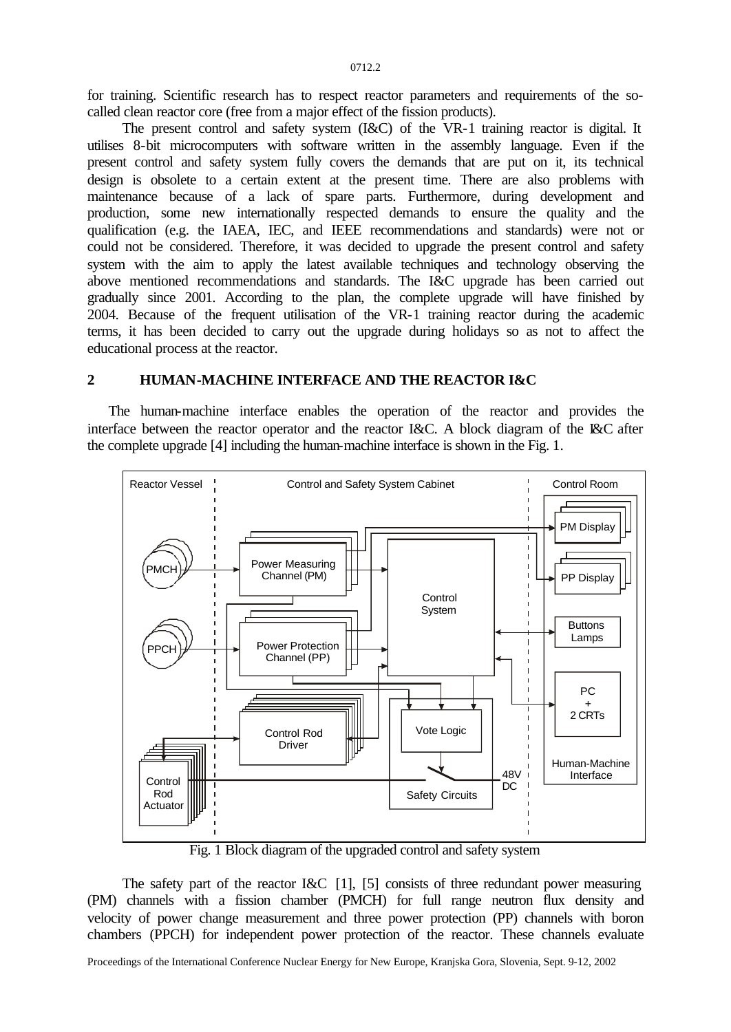for training. Scientific research has to respect reactor parameters and requirements of the so-called clean reactor core (free from a major effect of the fission products).

The present control and safety system (I&C) of the VR-1 training reactor is digital. It utilises 8-bit microcomputers with software written in the assembly language. Even if the present control and safety system fully covers the demands that are put on it, its technical design is obsolete to a certain extent at the present time. There are also problems with maintenance because of a lack of spare parts. Furthermore, during development and production, some new internationally respected demands to ensure the quality and the qualification (e.g. the IAEA, IEC, and IEEE recommendations and standards) were not or could not be considered. Therefore, it was decided to upgrade the present control and safety system with the aim to apply the latest available techniques and technology observing the above mentioned recommendations and standards. The I&C upgrade has been carried out gradually since 2001. According to the plan, the complete upgrade will have finished by 2004. Because of the frequent utilisation of the VR-1 training reactor during the academic terms, it has been decided to carry out the upgrade during holidays so as not to affect the educational process at the reactor.

## 2 HUMAN-MACHINE INTERFACE AND THE REACTOR I&C

The human-machine interface enables the operation of the reactor and provides the interface between the reactor operator and the reactor I&C. A block diagram of the I&C after the complete upgrade [4] including the human-machine interface is shown in the Fig. 1.

Fig. 1 Block diagram of the upgraded control and safety system

The safety part of the reactor I&C [1], [5] consists of three redundant power measuring (PM) channels with a fission chamber (PMCH) for full range neutron flux density and velocity of power change measurement and three power protection (PP) channels with boron chambers (PPCH) for independent power protection of the reactor. These channels evaluate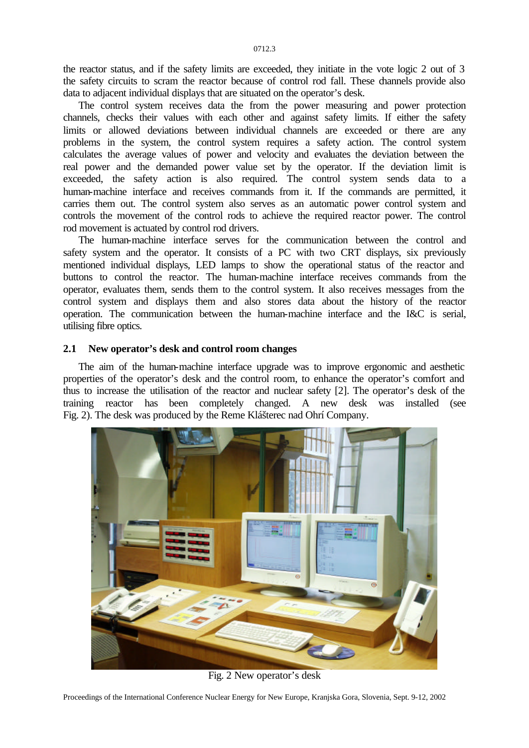the reactor status, and if the safety limits are exceeded, they initiate in the vote logic 2 out of 3 the safety circuits to scram the reactor because of control rod fall. These channels provide also data to adjacent individual displays that are situated on the operator's desk.

The control system receives data the from the power measuring and power protection channels, checks their values with each other and against safety limits. If either the safety limits or allowed deviations between individual channels are exceeded or there are any problems in the system, the control system requires a safety action. The control system calculates the average values of power and velocity and evaluates the deviation between the real power and the demanded power value set by the operator. If the deviation limit is exceeded, the safety action is also required. The control system sends data to a human-machine interface and receives commands from it. If the commands are permitted, it carries them out. The control system also serves as an automatic power control system and controls the movement of the control rods to achieve the required reactor power. The control rod movement is actuated by control rod drivers.

The human-machine interface serves for the communication between the control and safety system and the operator. It consists of a PC with two CRT displays, six previously mentioned individual displays, LED lamps to show the operational status of the reactor and buttons to control the reactor. The human-machine interface receives commands from the operator, evaluates them, sends them to the control system. It also receives messages from the control system and displays them and also stores data about the history of the reactor operation. The communication between the human-machine interface and the I&C is serial, utilising fibre optics.

## 2.1 New operator's desk and control room changes

The aim of the human-machine interface upgrade was to improve ergonomic and aesthetic properties of the operator's desk and the control room, to enhance the operator's comfort and thus to increase the utilisation of the reactor and nuclear safety [2]. The operator's desk of the training reactor has been completely changed. A new desk was installed (see Fig. 2). The desk was produced by the Reme Klášterec nad Ohří Company.

Fig. 2 New operator's desk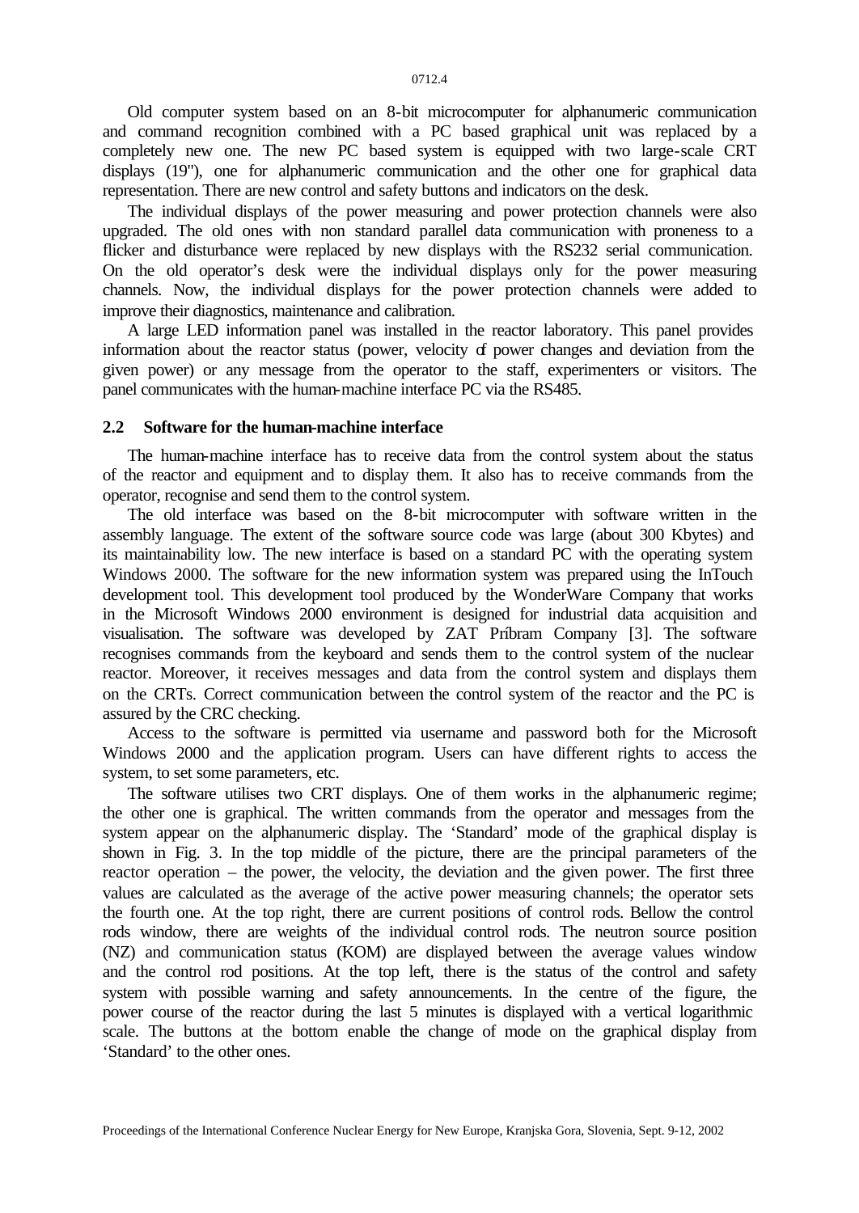Old computer system based on an 8-bit microcomputer for alphanumeric communication and command recognition combined with a PC based graphical unit was replaced by a completely new one. The new PC based system is equipped with two large-scale CRT displays (19"), one for alphanumeric communication and the other one for graphical data representation. There are new control and safety buttons and indicators on the desk.

The individual displays of the power measuring and power protection channels were also upgraded. The old ones with non standard parallel data communication with proneness to a flicker and disturbance were replaced by new displays with the RS232 serial communication. On the old operator's desk were the individual displays only for the power measuring channels. Now, the individual displays for the power protection channels were added to improve their diagnostics, maintenance and calibration.

A large LED information panel was installed in the reactor laboratory. This panel provides information about the reactor status (power, velocity of power changes and deviation from the given power) or any message from the operator to the staff, experimenters or visitors. The panel communicates with the human-machine interface PC via the RS485.

### 2.2 Software for the human-machine interface

The human-machine interface has to receive data from the control system about the status of the reactor and equipment and to display them. It also has to receive commands from the operator, recognise and send them to the control system.

The old interface was based on the 8-bit microcomputer with software written in the assembly language. The extent of the software source code was large (about 300 Kbytes) and its maintainability low. The new interface is based on a standard PC with the operating system Windows 2000. The software for the new information system was prepared using the InTouch development tool. This development tool produced by the WonderWare Company that works in the Microsoft Windows 2000 environment is designed for industrial data acquisition and visualisation. The software was developed by ZAT Príbram Company [3]. The software recognises commands from the keyboard and sends them to the control system of the nuclear reactor. Moreover, it receives messages and data from the control system and displays them on the CRTs. Correct communication between the control system of the reactor and the PC is assured by the CRC checking.

Access to the software is permitted via username and password both for the Microsoft Windows 2000 and the application program. Users can have different rights to access the system, to set some parameters, etc.

The software utilises two CRT displays. One of them works in the alphanumeric regime; the other one is graphical. The written commands from the operator and messages from the system appear on the alphanumeric display. The 'Standard' mode of the graphical display is shown in Fig. 3. In the top middle of the picture, there are the principal parameters of the reactor operation – the power, the velocity, the deviation and the given power. The first three values are calculated as the average of the active power measuring channels; the operator sets the fourth one. At the top right, there are current positions of control rods. Bellow the control rods window, there are weights of the individual control rods. The neutron source position (NZ) and communication status (KOM) are displayed between the average values window and the control rod positions. At the top left, there is the status of the control and safety system with possible warning and safety announcements. In the centre of the figure, the power course of the reactor during the last 5 minutes is displayed with a vertical logarithmic scale. The buttons at the bottom enable the change of mode on the graphical display from 'Standard' to the other ones.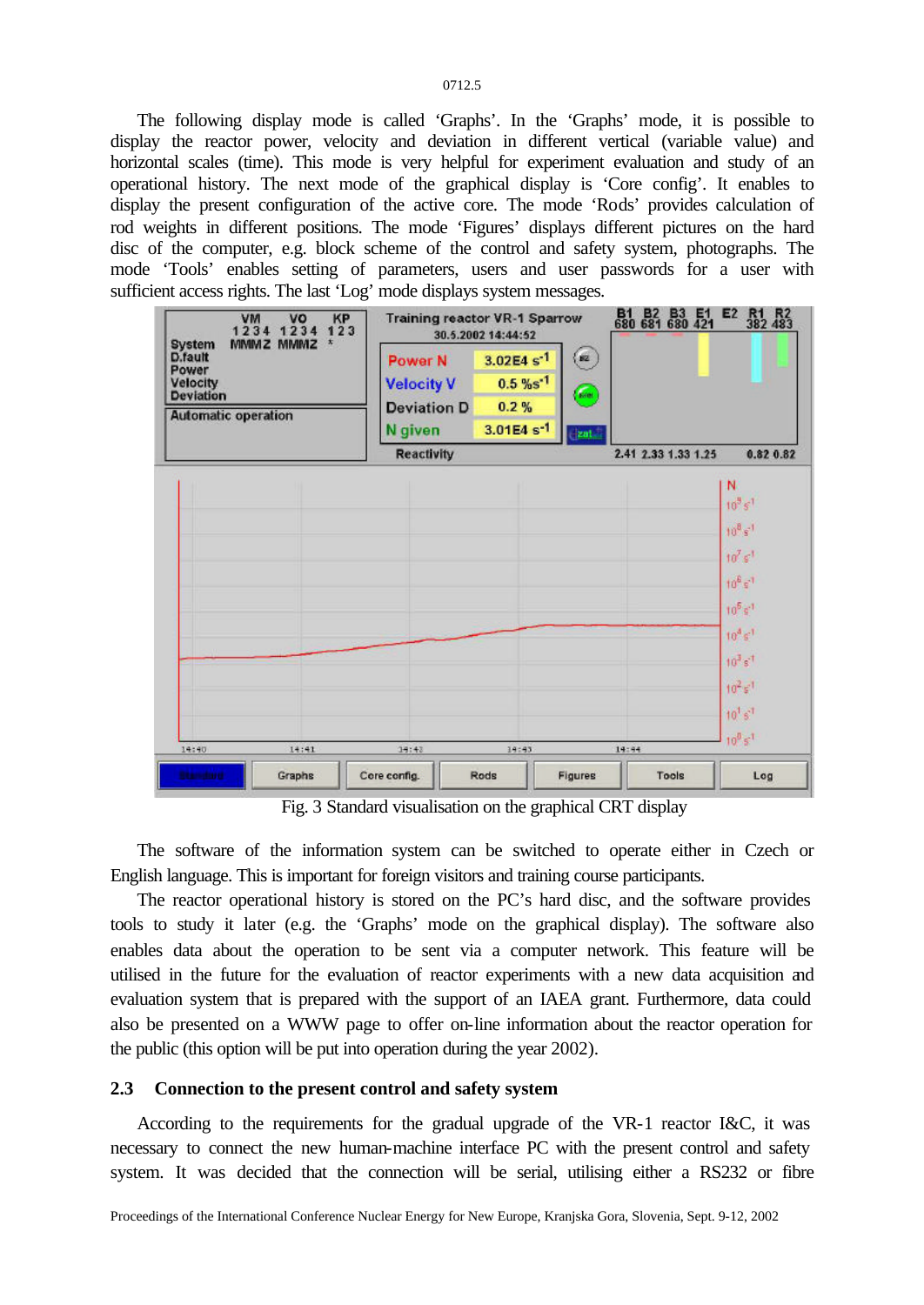The following display mode is called 'Graphs'. In the 'Graphs' mode, it is possible to display the reactor power, velocity and deviation in different vertical (variable value) and horizontal scales (time). This mode is very helpful for experiment evaluation and study of an operational history. The next mode of the graphical display is 'Core config'. It enables to display the present configuration of the active core. The mode 'Rods' provides calculation of rod weights in different positions. The mode 'Figures' displays different pictures on the hard disc of the computer, e.g. block scheme of the control and safety system, photographs. The mode 'Tools' enables setting of parameters, users and user passwords for a user with sufficient access rights. The last 'Log' mode displays system messages.

Fig. 3 Standard visualisation on the graphical CRT display

The software of the information system can be switched to operate either in Czech or English language. This is important for foreign visitors and training course participants.

The reactor operational history is stored on the PC's hard disc, and the software provides tools to study it later (e.g. the 'Graphs' mode on the graphical display). The software also enables data about the operation to be sent via a computer network. This feature will be utilised in the future for the evaluation of reactor experiments with a new data acquisition and evaluation system that is prepared with the support of an IAEA grant. Furthermore, data could also be presented on a WWW page to offer on-line information about the reactor operation for the public (this option will be put into operation during the year 2002).

## 2.3 Connection to the present control and safety system

According to the requirements for the gradual upgrade of the VR-1 reactor I&C, it was necessary to connect the new human-machine interface PC with the present control and safety system. It was decided that the connection will be serial, utilising either a RS232 or fibre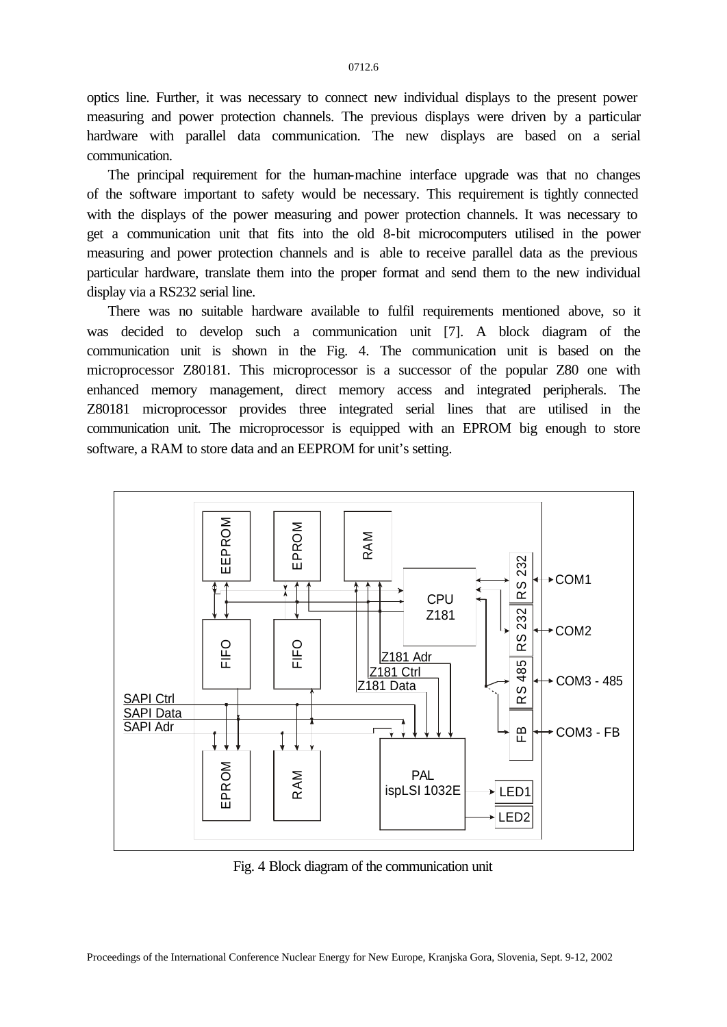optics line. Further, it was necessary to connect new individual displays to the present power measuring and power protection channels. The previous displays were driven by a particular hardware with parallel data communication. The new displays are based on a serial communication.

The principal requirement for the human-machine interface upgrade was that no changes of the software important to safety would be necessary. This requirement is tightly connected with the displays of the power measuring and power protection channels. It was necessary to get a communication unit that fits into the old 8-bit microcomputers utilised in the power measuring and power protection channels and is able to receive parallel data as the previous particular hardware, translate them into the proper format and send them to the new individual display via a RS232 serial line.

There was no suitable hardware available to fulfil requirements mentioned above, so it was decided to develop such a communication unit [7]. A block diagram of the communication unit is shown in the Fig. 4. The communication unit is based on the microprocessor Z80181. This microprocessor is a successor of the popular Z80 one with enhanced memory management, direct memory access and integrated peripherals. The Z80181 microprocessor provides three integrated serial lines that are utilised in the communication unit. The microprocessor is equipped with an EPROM big enough to store software, a RAM to store data and an EEPROM for unit's setting.

Fig. 4 Block diagram of the communication unit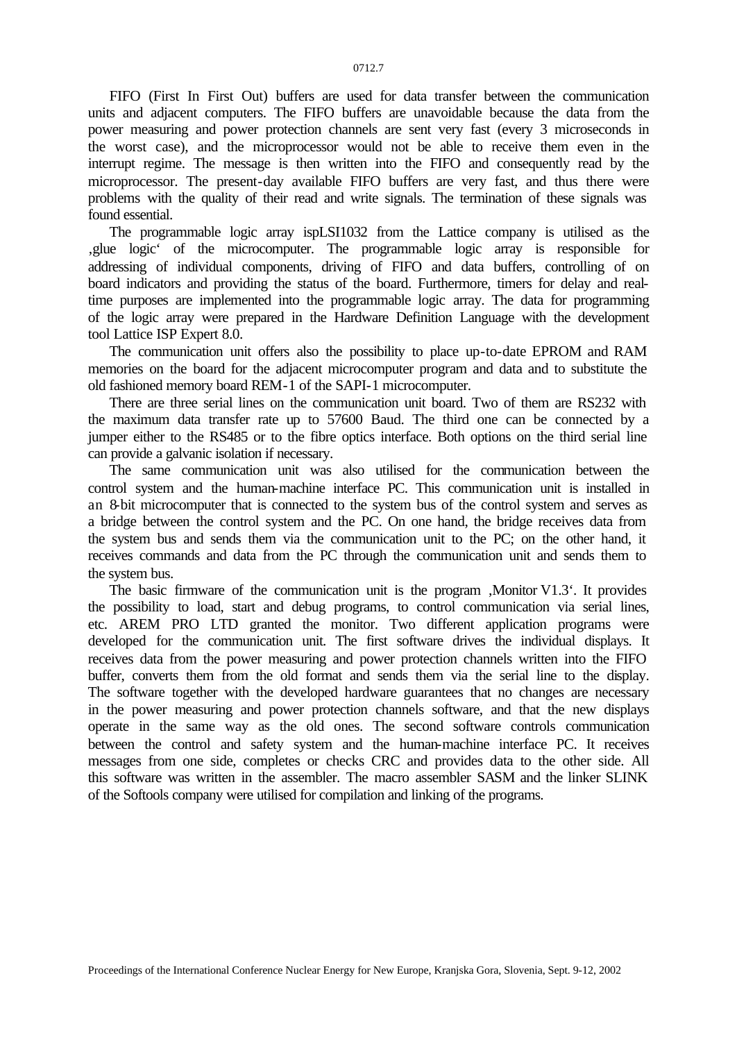FIFO (First In First Out) buffers are used for data transfer between the communication units and adjacent computers. The FIFO buffers are unavoidable because the data from the power measuring and power protection channels are sent very fast (every 3 microseconds in the worst case), and the microprocessor would not be able to receive them even in the interrupt regime. The message is then written into the FIFO and consequently read by the microprocessor. The present-day available FIFO buffers are very fast, and thus there were problems with the quality of their read and write signals. The termination of these signals was found essential.

The programmable logic array ispLSI1032 from the Lattice company is utilised as the ‚glue logic' of the microcomputer. The programmable logic array is responsible for addressing of individual components, driving of FIFO and data buffers, controlling of on board indicators and providing the status of the board. Furthermore, timers for delay and real-time purposes are implemented into the programmable logic array. The data for programming of the logic array were prepared in the Hardware Definition Language with the development tool Lattice ISP Expert 8.0.

The communication unit offers also the possibility to place up-to-date EPROM and RAM memories on the board for the adjacent microcomputer program and data and to substitute the old fashioned memory board REM-1 of the SAPI-1 microcomputer.

There are three serial lines on the communication unit board. Two of them are RS232 with the maximum data transfer rate up to 57600 Baud. The third one can be connected by a jumper either to the RS485 or to the fibre optics interface. Both options on the third serial line can provide a galvanic isolation if necessary.

The same communication unit was also utilised for the communication between the control system and the human-machine interface PC. This communication unit is installed in an 8-bit microcomputer that is connected to the system bus of the control system and serves as a bridge between the control system and the PC. On one hand, the bridge receives data from the system bus and sends them via the communication unit to the PC; on the other hand, it receives commands and data from the PC through the communication unit and sends them to the system bus.

The basic firmware of the communication unit is the program ‚Monitor V1.3'. It provides the possibility to load, start and debug programs, to control communication via serial lines, etc. AREM PRO LTD granted the monitor. Two different application programs were developed for the communication unit. The first software drives the individual displays. It receives data from the power measuring and power protection channels written into the FIFO buffer, converts them from the old format and sends them via the serial line to the display. The software together with the developed hardware guarantees that no changes are necessary in the power measuring and power protection channels software, and that the new displays operate in the same way as the old ones. The second software controls communication between the control and safety system and the human-machine interface PC. It receives messages from one side, completes or checks CRC and provides data to the other side. All this software was written in the assembler. The macro assembler SASM and the linker SLINK of the Softools company were utilised for compilation and linking of the programs.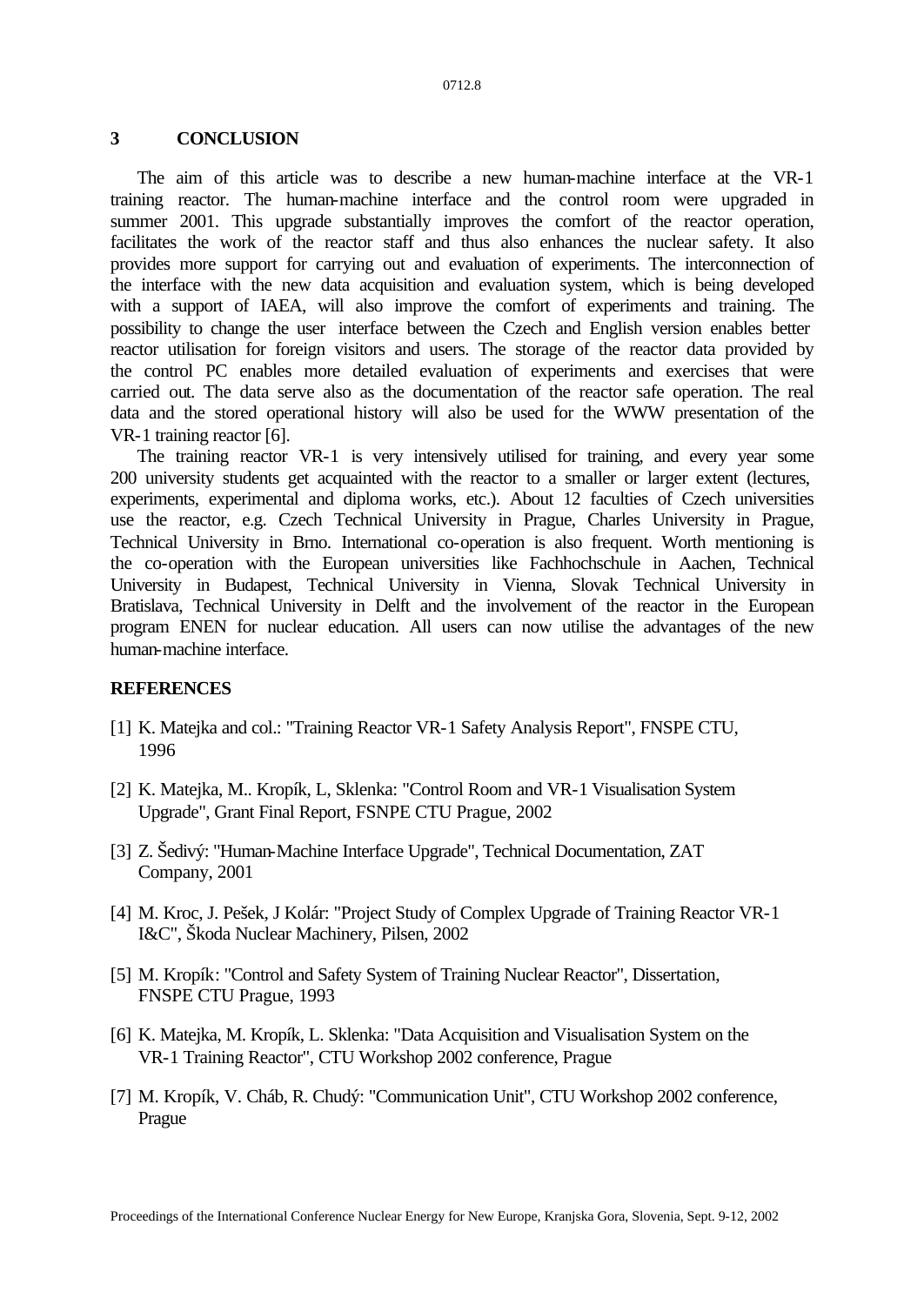## 3 CONCLUSION

The aim of this article was to describe a new human-machine interface at the VR-1 training reactor. The human-machine interface and the control room were upgraded in summer 2001. This upgrade substantially improves the comfort of the reactor operation, facilitates the work of the reactor staff and thus also enhances the nuclear safety. It also provides more support for carrying out and evaluation of experiments. The interconnection of the interface with the new data acquisition and evaluation system, which is being developed with a support of IAEA, will also improve the comfort of experiments and training. The possibility to change the user interface between the Czech and English version enables better reactor utilisation for foreign visitors and users. The storage of the reactor data provided by the control PC enables more detailed evaluation of experiments and exercises that were carried out. The data serve also as the documentation of the reactor safe operation. The real data and the stored operational history will also be used for the WWW presentation of the VR-1 training reactor [6].

The training reactor VR-1 is very intensively utilised for training, and every year some 200 university students get acquainted with the reactor to a smaller or larger extent (lectures, experiments, experimental and diploma works, etc.). About 12 faculties of Czech universities use the reactor, e.g. Czech Technical University in Prague, Charles University in Prague, Technical University in Brno. International co-operation is also frequent. Worth mentioning is the co-operation with the European universities like Fachhochschule in Aachen, Technical University in Budapest, Technical University in Vienna, Slovak Technical University in Bratislava, Technical University in Delft and the involvement of the reactor in the European program ENEN for nuclear education. All users can now utilise the advantages of the new human-machine interface.

## REFERENCES

[1] K. Matejka and col.: "Training Reactor VR-1 Safety Analysis Report", FNSPE CTU, 1996

[2] K. Matejka, M.. Kropík, L, Sklenka: "Control Room and VR-1 Visualisation System Upgrade", Grant Final Report, FSNPE CTU Prague, 2002

[3] Z. Šedivý: "Human-Machine Interface Upgrade", Technical Documentation, ZAT Company, 2001

[4] M. Kroc, J. Pešek, J Kolár: "Project Study of Complex Upgrade of Training Reactor VR-1 I&C", Škoda Nuclear Machinery, Pilsen, 2002

[5] M. Kropík: "Control and Safety System of Training Nuclear Reactor", Dissertation, FNSPE CTU Prague, 1993

[6] K. Matejka, M. Kropík, L. Sklenka: "Data Acquisition and Visualisation System on the VR-1 Training Reactor", CTU Workshop 2002 conference, Prague

[7] M. Kropík, V. Cháb, R. Chudý: "Communication Unit", CTU Workshop 2002 conference, Prague